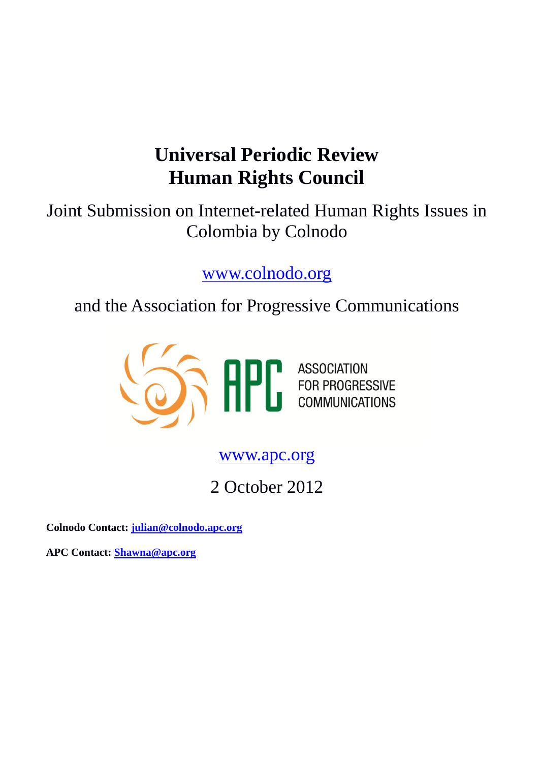# Universal Periodic Review
# Human Rights Council

Joint Submission on Internet-related Human Rights Issues in Colombia by Colnodo

www.colnodo.org

and the Association for Progressive Communications

APC ASSOCIATION FOR PROGRESSIVE COMMUNICATIONS

www.apc.org

2 October 2012

**Colnodo Contact:** **julian@colnodo.apc.org**

**APC Contact:** **Shawna@apc.org**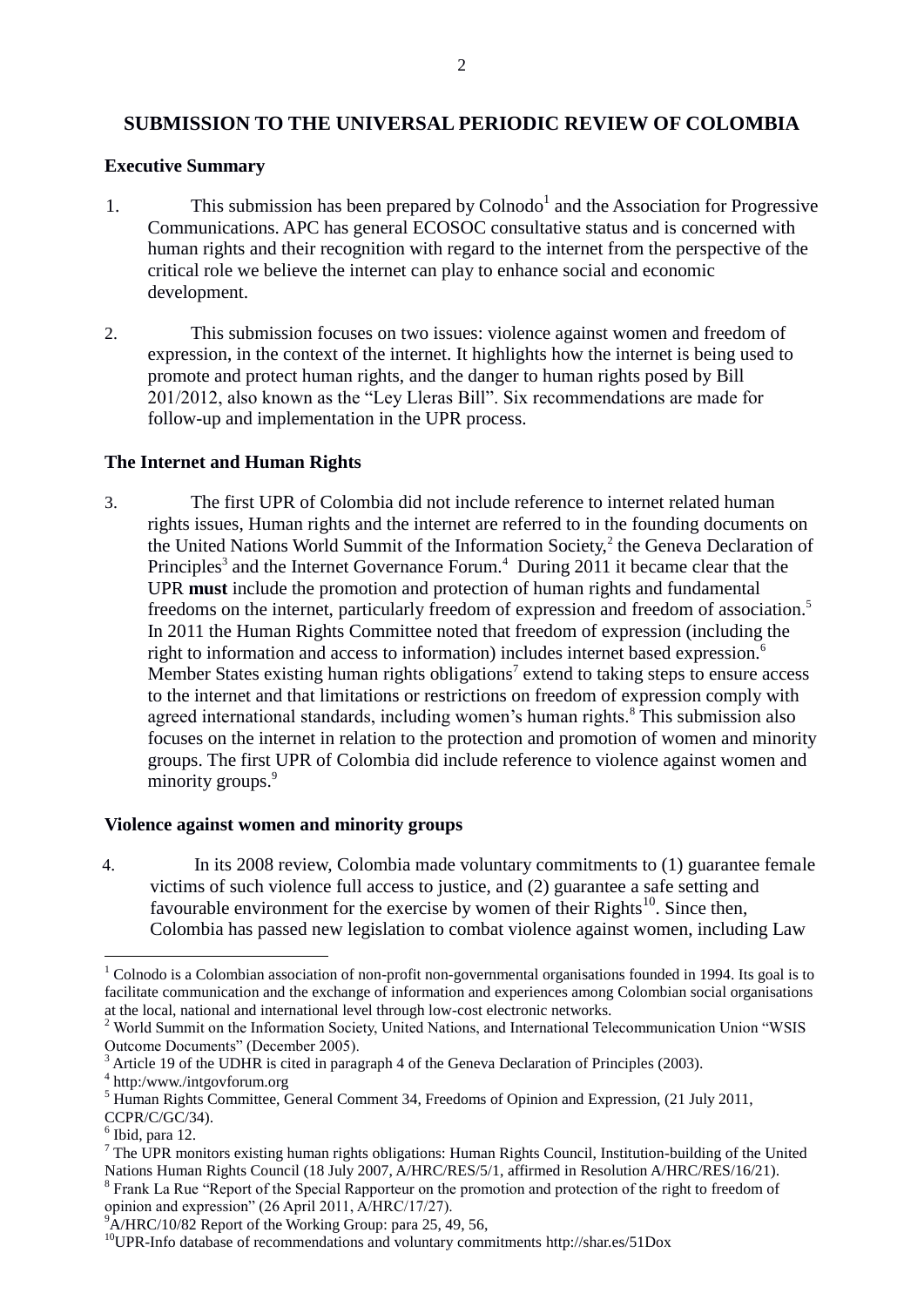## SUBMISSION TO THE UNIVERSAL PERIODIC REVIEW OF COLOMBIA

### Executive Summary

1. This submission has been prepared by Colnodo[1] and the Association for Progressive Communications. APC has general ECOSOC consultative status and is concerned with human rights and their recognition with regard to the internet from the perspective of the critical role we believe the internet can play to enhance social and economic development.

2. This submission focuses on two issues: violence against women and freedom of expression, in the context of the internet. It highlights how the internet is being used to promote and protect human rights, and the danger to human rights posed by Bill 201/2012, also known as the "Ley Lleras Bill". Six recommendations are made for follow-up and implementation in the UPR process.

### The Internet and Human Rights

3. The first UPR of Colombia did not include reference to internet related human rights issues, Human rights and the internet are referred to in the founding documents on the United Nations World Summit of the Information Society,[2] the Geneva Declaration of Principles[3] and the Internet Governance Forum.[4] During 2011 it became clear that the UPR **must** include the promotion and protection of human rights and fundamental freedoms on the internet, particularly freedom of expression and freedom of association.[5] In 2011 the Human Rights Committee noted that freedom of expression (including the right to information and access to information) includes internet based expression.[6] Member States existing human rights obligations[7] extend to taking steps to ensure access to the internet and that limitations or restrictions on freedom of expression comply with agreed international standards, including women's human rights.[8] This submission also focuses on the internet in relation to the protection and promotion of women and minority groups. The first UPR of Colombia did include reference to violence against women and minority groups.[9]

### Violence against women and minority groups

4. In its 2008 review, Colombia made voluntary commitments to (1) guarantee female victims of such violence full access to justice, and (2) guarantee a safe setting and favourable environment for the exercise by women of their Rights[10]. Since then, Colombia has passed new legislation to combat violence against women, including Law

---

[1] Colnodo is a Colombian association of non-profit non-governmental organisations founded in 1994. Its goal is to facilitate communication and the exchange of information and experiences among Colombian social organisations at the local, national and international level through low-cost electronic networks.

[2] World Summit on the Information Society, United Nations, and International Telecommunication Union "WSIS Outcome Documents" (December 2005).

[3] Article 19 of the UDHR is cited in paragraph 4 of the Geneva Declaration of Principles (2003).

[4] http:/www./intgovforum.org

[5] Human Rights Committee, General Comment 34, Freedoms of Opinion and Expression, (21 July 2011, CCPR/C/GC/34).

[6] Ibid, para 12.

[7] The UPR monitors existing human rights obligations: Human Rights Council, Institution-building of the United Nations Human Rights Council (18 July 2007, A/HRC/RES/5/1, affirmed in Resolution A/HRC/RES/16/21).

[8] Frank La Rue "Report of the Special Rapporteur on the promotion and protection of the right to freedom of opinion and expression" (26 April 2011, A/HRC/17/27).

[9] A/HRC/10/82 Report of the Working Group: para 25, 49, 56,

[10] UPR-Info database of recommendations and voluntary commitments http://shar.es/51Dox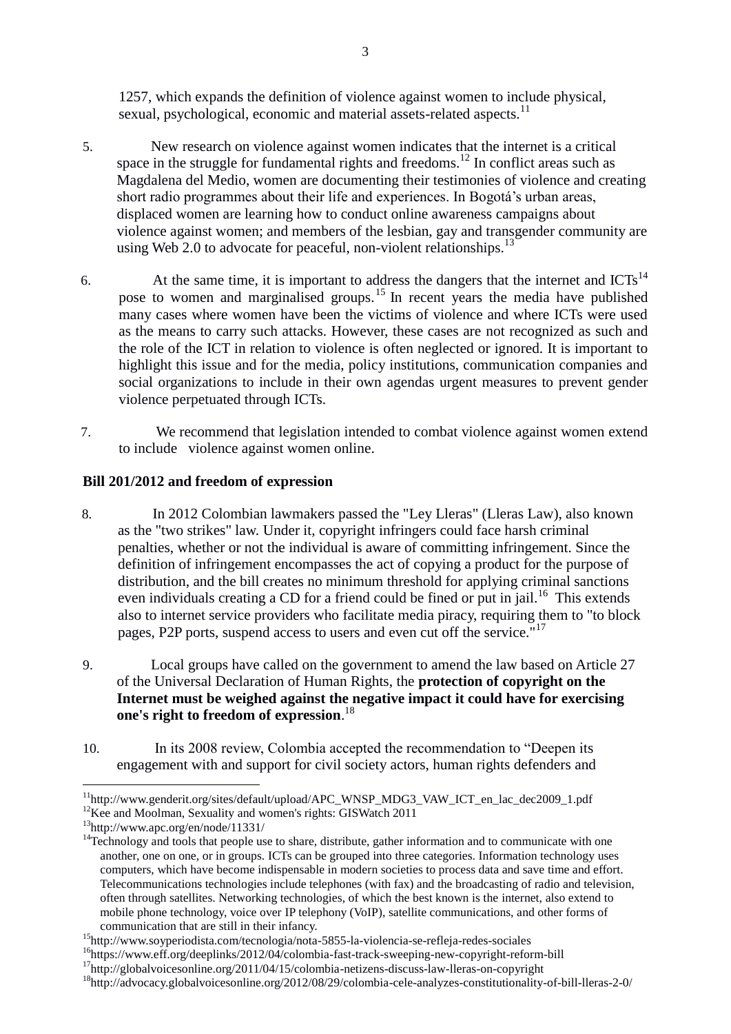1257, which expands the definition of violence against women to include physical, sexual, psychological, economic and material assets-related aspects.[11]

5. New research on violence against women indicates that the internet is a critical space in the struggle for fundamental rights and freedoms.[12] In conflict areas such as Magdalena del Medio, women are documenting their testimonies of violence and creating short radio programmes about their life and experiences. In Bogotá's urban areas, displaced women are learning how to conduct online awareness campaigns about violence against women; and members of the lesbian, gay and transgender community are using Web 2.0 to advocate for peaceful, non-violent relationships.[13]

6. At the same time, it is important to address the dangers that the internet and ICTs[14] pose to women and marginalised groups.[15] In recent years the media have published many cases where women have been the victims of violence and where ICTs were used as the means to carry such attacks. However, these cases are not recognized as such and the role of the ICT in relation to violence is often neglected or ignored. It is important to highlight this issue and for the media, policy institutions, communication companies and social organizations to include in their own agendas urgent measures to prevent gender violence perpetuated through ICTs.

7. We recommend that legislation intended to combat violence against women extend to include violence against women online.

**Bill 201/2012 and freedom of expression**

8. In 2012 Colombian lawmakers passed the "Ley Lleras" (Lleras Law), also known as the "two strikes" law. Under it, copyright infringers could face harsh criminal penalties, whether or not the individual is aware of committing infringement. Since the definition of infringement encompasses the act of copying a product for the purpose of distribution, and the bill creates no minimum threshold for applying criminal sanctions even individuals creating a CD for a friend could be fined or put in jail.[16] This extends also to internet service providers who facilitate media piracy, requiring them to "to block pages, P2P ports, suspend access to users and even cut off the service."[17]

9. Local groups have called on the government to amend the law based on Article 27 of the Universal Declaration of Human Rights, the **protection of copyright on the Internet must be weighed against the negative impact it could have for exercising one's right to freedom of expression**.[18]

10. In its 2008 review, Colombia accepted the recommendation to "Deepen its engagement with and support for civil society actors, human rights defenders and

---

[11] http://www.genderit.org/sites/default/upload/APC_WNSP_MDG3_VAW_ICT_en_lac_dec2009_1.pdf

[12] Kee and Moolman, Sexuality and women's rights: GISWatch 2011

[13] http://www.apc.org/en/node/11331/

[14] Technology and tools that people use to share, distribute, gather information and to communicate with one another, one on one, or in groups. ICTs can be grouped into three categories. Information technology uses computers, which have become indispensable in modern societies to process data and save time and effort. Telecommunications technologies include telephones (with fax) and the broadcasting of radio and television, often through satellites. Networking technologies, of which the best known is the internet, also extend to mobile phone technology, voice over IP telephony (VoIP), satellite communications, and other forms of communication that are still in their infancy.

[15] http://www.soyperiodista.com/tecnologia/nota-5855-la-violencia-se-refleja-redes-sociales

[16] https://www.eff.org/deeplinks/2012/04/colombia-fast-track-sweeping-new-copyright-reform-bill

[17] http://globalvoicesonline.org/2011/04/15/colombia-netizens-discuss-law-lleras-on-copyright

[18] http://advocacy.globalvoicesonline.org/2012/08/29/colombia-cele-analyzes-constitutionality-of-bill-lleras-2-0/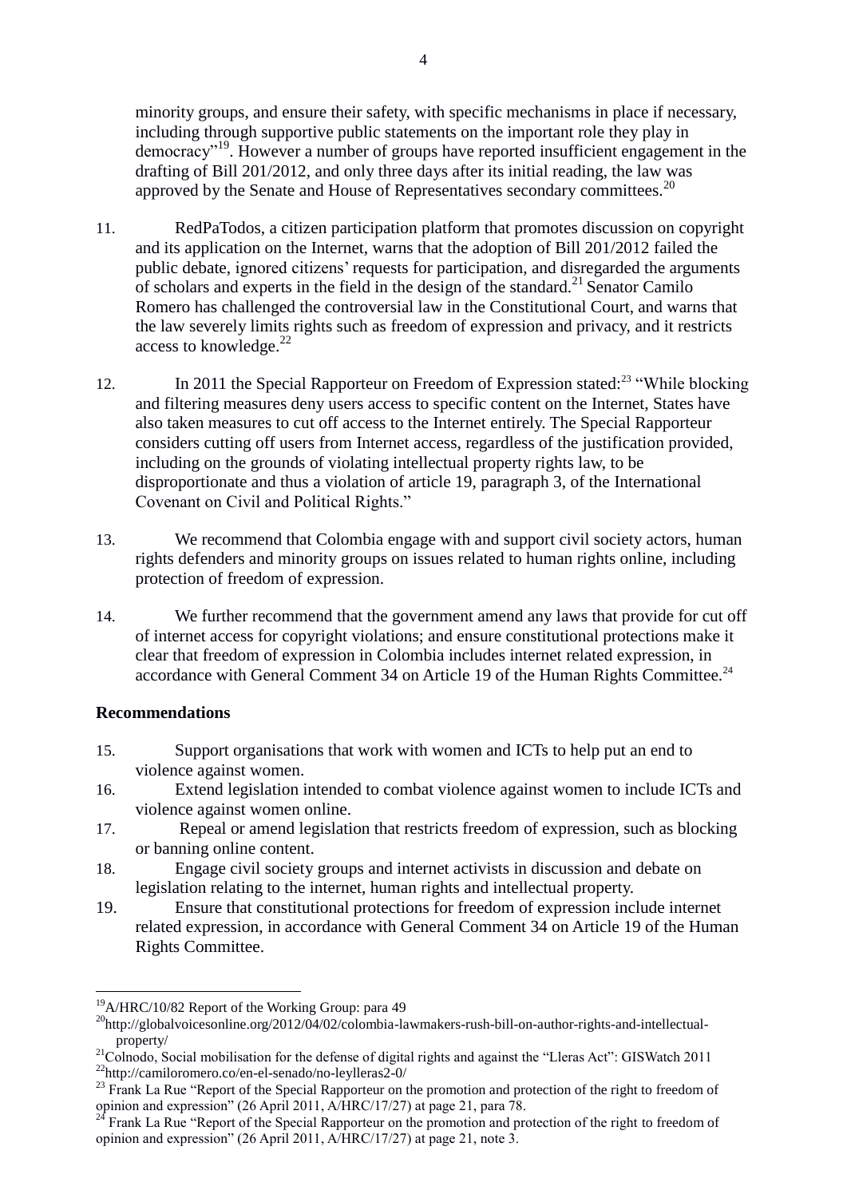minority groups, and ensure their safety, with specific mechanisms in place if necessary, including through supportive public statements on the important role they play in democracy"[19]. However a number of groups have reported insufficient engagement in the drafting of Bill 201/2012, and only three days after its initial reading, the law was approved by the Senate and House of Representatives secondary committees.[20]

11. RedPaTodos, a citizen participation platform that promotes discussion on copyright and its application on the Internet, warns that the adoption of Bill 201/2012 failed the public debate, ignored citizens' requests for participation, and disregarded the arguments of scholars and experts in the field in the design of the standard.[21] Senator Camilo Romero has challenged the controversial law in the Constitutional Court, and warns that the law severely limits rights such as freedom of expression and privacy, and it restricts access to knowledge.[22]

12. In 2011 the Special Rapporteur on Freedom of Expression stated:[23] "While blocking and filtering measures deny users access to specific content on the Internet, States have also taken measures to cut off access to the Internet entirely. The Special Rapporteur considers cutting off users from Internet access, regardless of the justification provided, including on the grounds of violating intellectual property rights law, to be disproportionate and thus a violation of article 19, paragraph 3, of the International Covenant on Civil and Political Rights."

13. We recommend that Colombia engage with and support civil society actors, human rights defenders and minority groups on issues related to human rights online, including protection of freedom of expression.

14. We further recommend that the government amend any laws that provide for cut off of internet access for copyright violations; and ensure constitutional protections make it clear that freedom of expression in Colombia includes internet related expression, in accordance with General Comment 34 on Article 19 of the Human Rights Committee.[24]

**Recommendations**

15. Support organisations that work with women and ICTs to help put an end to violence against women.
16. Extend legislation intended to combat violence against women to include ICTs and violence against women online.
17. Repeal or amend legislation that restricts freedom of expression, such as blocking or banning online content.
18. Engage civil society groups and internet activists in discussion and debate on legislation relating to the internet, human rights and intellectual property.
19. Ensure that constitutional protections for freedom of expression include internet related expression, in accordance with General Comment 34 on Article 19 of the Human Rights Committee.

---

[19] A/HRC/10/82 Report of the Working Group: para 49

[20] http://globalvoicesonline.org/2012/04/02/colombia-lawmakers-rush-bill-on-author-rights-and-intellectual-property/

[21] Colnodo, Social mobilisation for the defense of digital rights and against the "Lleras Act": GISWatch 2011

[22] http://camiloromero.co/en-el-senado/no-leylleras2-0/

[23] Frank La Rue "Report of the Special Rapporteur on the promotion and protection of the right to freedom of opinion and expression" (26 April 2011, A/HRC/17/27) at page 21, para 78.

[24] Frank La Rue "Report of the Special Rapporteur on the promotion and protection of the right to freedom of opinion and expression" (26 April 2011, A/HRC/17/27) at page 21, note 3.